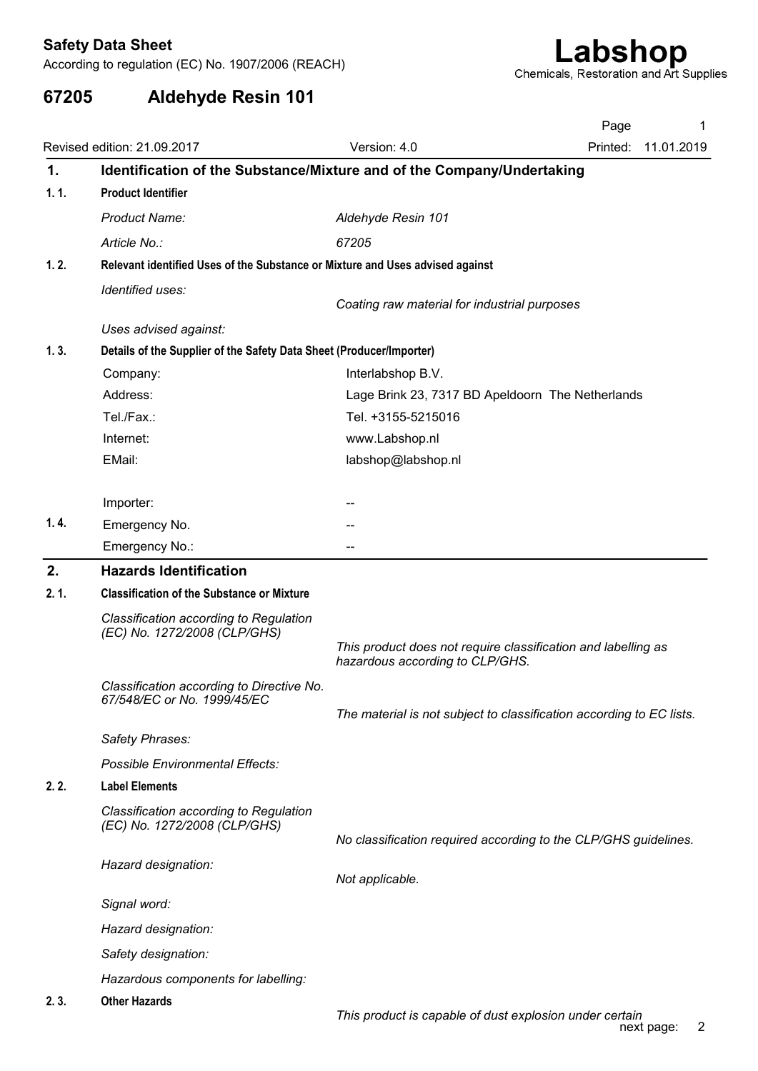**Safety Data Sheet**

According to regulation (EC) No. 1907/2006 (REACH)

**Labshop**
Chemicals, Restoration and Art Supplies

# 67205 Aldehyde Resin 101

Revised edition: 21.09.2017 | Version: 4.0 | Printed: 11.01.2019

## 1. Identification of the Substance/Mixture and of the Company/Undertaking

### 1. 1. Product Identifier

| | |
|---|---|
| *Product Name:* | *Aldehyde Resin 101* |
| *Article No.:* | *67205* |

### 1. 2. Relevant identified Uses of the Substance or Mixture and Uses advised against

| | |
|---|---|
| *Identified uses:* | *Coating raw material for industrial purposes* |
| *Uses advised against:* | |

### 1. 3. Details of the Supplier of the Safety Data Sheet (Producer/Importer)

| | |
|---|---|
| Company: | Interlabshop B.V. |
| Address: | Lage Brink 23, 7317 BD Apeldoorn The Netherlands |
| Tel./Fax.: | Tel. +3155-5215016 |
| Internet: | www.Labshop.nl |
| EMail: | labshop@labshop.nl |
| Importer: | -- |

### 1. 4.

| | |
|---|---|
| Emergency No. | -- |
| Emergency No.: | -- |

## 2. Hazards Identification

### 2. 1. Classification of the Substance or Mixture

| | |
|---|---|
| *Classification according to Regulation (EC) No. 1272/2008 (CLP/GHS)* | *This product does not require classification and labelling as hazardous according to CLP/GHS.* |
| *Classification according to Directive No. 67/548/EC or No. 1999/45/EC* | *The material is not subject to classification according to EC lists.* |
| *Safety Phrases:* | |
| *Possible Environmental Effects:* | |

### 2. 2. Label Elements

| | |
|---|---|
| *Classification according to Regulation (EC) No. 1272/2008 (CLP/GHS)* | *No classification required according to the CLP/GHS guidelines.* |
| *Hazard designation:* | *Not applicable.* |
| *Signal word:* | |
| *Hazard designation:* | |
| *Safety designation:* | |
| *Hazardous components for labelling:* | |

### 2. 3. Other Hazards

*This product is capable of dust explosion under certain*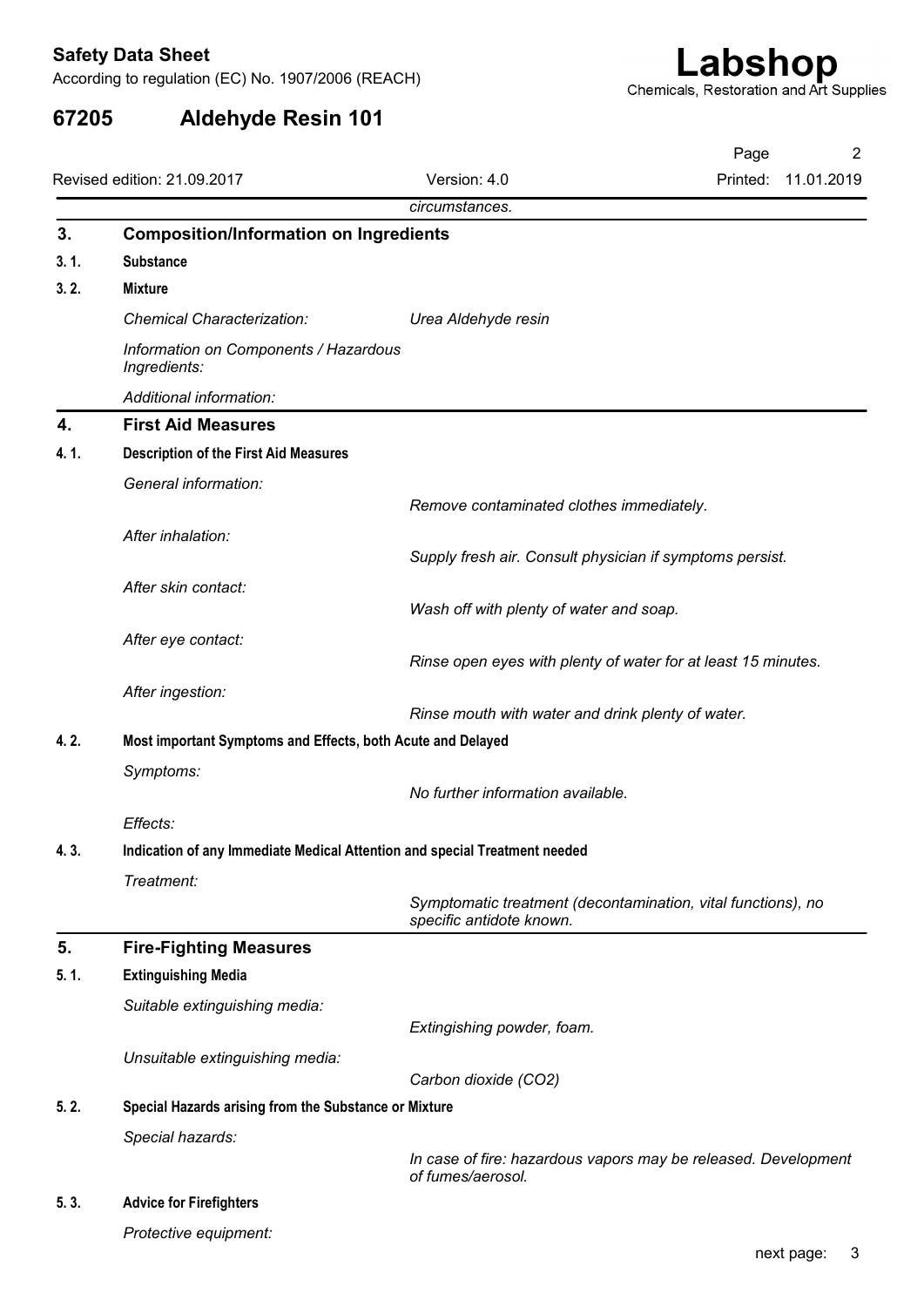*circumstances.*

## 3. Composition/Information on Ingredients

### 3. 1. Substance

### 3. 2. Mixture

*Chemical Characterization:* *Urea Aldehyde resin*

*Information on Components / Hazardous Ingredients:*

*Additional information:*

## 4. First Aid Measures

### 4. 1. Description of the First Aid Measures

*General information:*

*Remove contaminated clothes immediately.*

*After inhalation:*

*Supply fresh air. Consult physician if symptoms persist.*

*After skin contact:*

*Wash off with plenty of water and soap.*

*After eye contact:*

*Rinse open eyes with plenty of water for at least 15 minutes.*

*After ingestion:*

*Rinse mouth with water and drink plenty of water.*

### 4. 2. Most important Symptoms and Effects, both Acute and Delayed

*Symptoms:*

*No further information available.*

*Effects:*

### 4. 3. Indication of any Immediate Medical Attention and special Treatment needed

*Treatment:*

*Symptomatic treatment (decontamination, vital functions), no specific antidote known.*

## 5. Fire-Fighting Measures

### 5. 1. Extinguishing Media

*Suitable extinguishing media:*

*Extingishing powder, foam.*

*Unsuitable extinguishing media:*

*Carbon dioxide ($CO_2$)*

### 5. 2. Special Hazards arising from the Substance or Mixture

*Special hazards:*

*In case of fire: hazardous vapors may be released. Development of fumes/aerosol.*

### 5. 3. Advice for Firefighters

*Protective equipment:*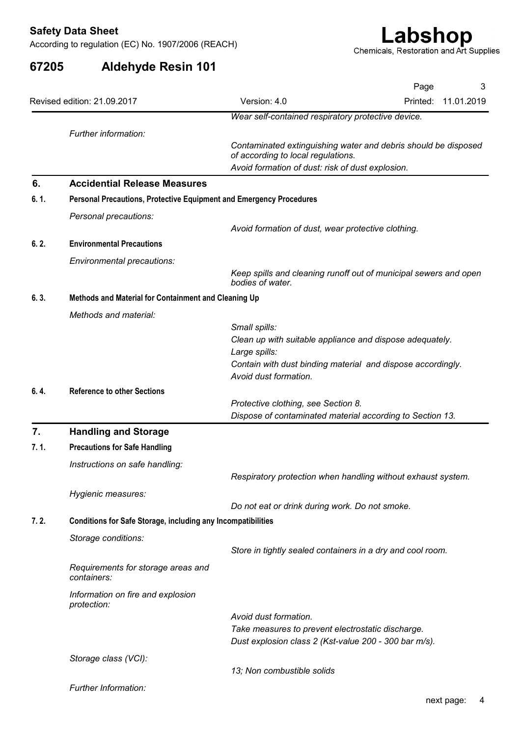*Wear self-contained respiratory protective device.*

*Further information:*

*Contaminated extinguishing water and debris should be disposed of according to local regulations.*
*Avoid formation of dust: risk of dust explosion.*

## 6. Accidential Release Measures

### 6. 1. Personal Precautions, Protective Equipment and Emergency Procedures

*Personal precautions:*

*Avoid formation of dust, wear protective clothing.*

### 6. 2. Environmental Precautions

*Environmental precautions:*

*Keep spills and cleaning runoff out of municipal sewers and open bodies of water.*

### 6. 3. Methods and Material for Containment and Cleaning Up

*Methods and material:*

*Small spills:*
*Clean up with suitable appliance and dispose adequately.*
*Large spills:*
*Contain with dust binding material and dispose accordingly.*
*Avoid dust formation.*

### 6. 4. Reference to other Sections

*Protective clothing, see Section 8.*
*Dispose of contaminated material according to Section 13.*

## 7. Handling and Storage

### 7. 1. Precautions for Safe Handling

*Instructions on safe handling:*

*Respiratory protection when handling without exhaust system.*

*Hygienic measures:*

*Do not eat or drink during work. Do not smoke.*

### 7. 2. Conditions for Safe Storage, including any Incompatibilities

*Storage conditions:*

*Store in tightly sealed containers in a dry and cool room.*

*Requirements for storage areas and containers:*

*Information on fire and explosion protection:*

*Avoid dust formation.*
*Take measures to prevent electrostatic discharge.*
*Dust explosion class 2 (Kst-value 200 - 300 bar m/s).*

*Storage class (VCI):*

*13; Non combustible solids*

*Further Information:*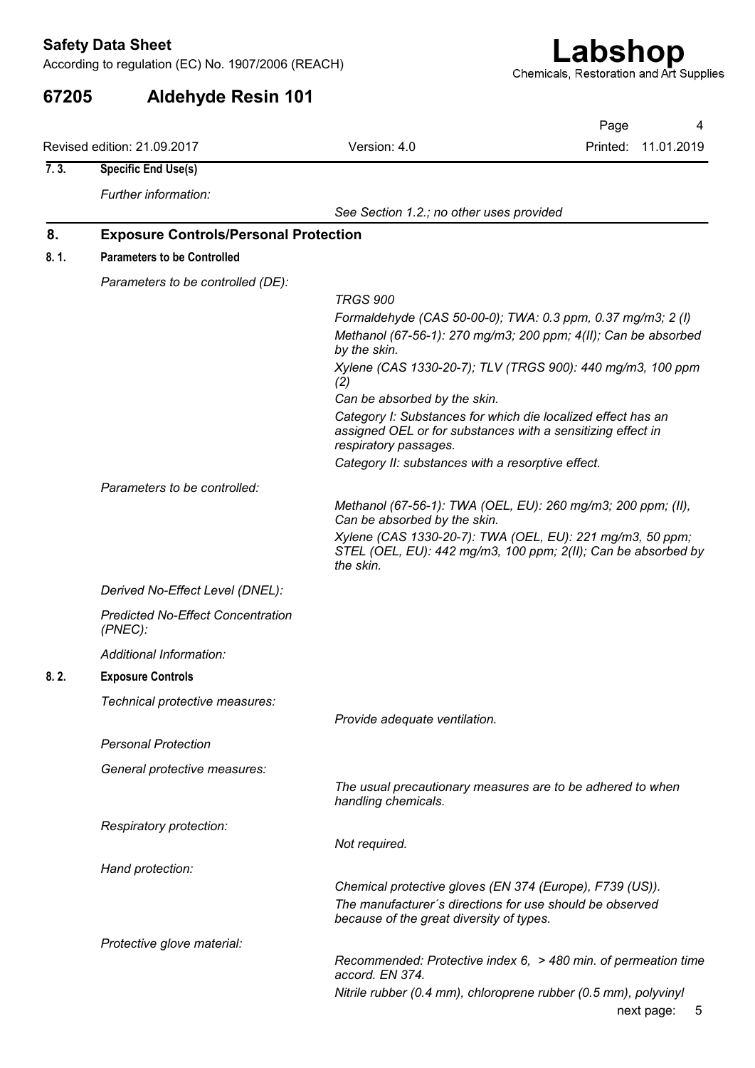### 7. 3. Specific End Use(s)

*Further information:*

*See Section 1.2.; no other uses provided*

## 8. Exposure Controls/Personal Protection

### 8. 1. Parameters to be Controlled

*Parameters to be controlled (DE):*

*TRGS 900*

*Formaldehyde (CAS 50-00-0); TWA: 0.3 ppm, 0.37 mg/m3; 2 (I)*

*Methanol (67-56-1): 270 mg/m3; 200 ppm; 4(II); Can be absorbed by the skin.*

*Xylene (CAS 1330-20-7); TLV (TRGS 900): 440 mg/m3, 100 ppm (2)*

*Can be absorbed by the skin.*

*Category I: Substances for which die localized effect has an assigned OEL or for substances with a sensitizing effect in respiratory passages.*

*Category II: substances with a resorptive effect.*

*Parameters to be controlled:*

*Methanol (67-56-1): TWA (OEL, EU): 260 mg/m3; 200 ppm; (II), Can be absorbed by the skin.*

*Xylene (CAS 1330-20-7): TWA (OEL, EU): 221 mg/m3, 50 ppm; STEL (OEL, EU): 442 mg/m3, 100 ppm; 2(II); Can be absorbed by the skin.*

*Derived No-Effect Level (DNEL):*

*Predicted No-Effect Concentration (PNEC):*

*Additional Information:*

### 8. 2. Exposure Controls

*Technical protective measures:*

*Provide adequate ventilation.*

*Personal Protection*

*General protective measures:*

*The usual precautionary measures are to be adhered to when handling chemicals.*

*Respiratory protection:*

*Not required.*

*Hand protection:*

*Chemical protective gloves (EN 374 (Europe), F739 (US)).*

*The manufacturer´s directions for use should be observed because of the great diversity of types.*

*Protective glove material:*

*Recommended: Protective index 6, > 480 min. of permeation time accord. EN 374.*

*Nitrile rubber (0.4 mm), chloroprene rubber (0.5 mm), polyvinyl*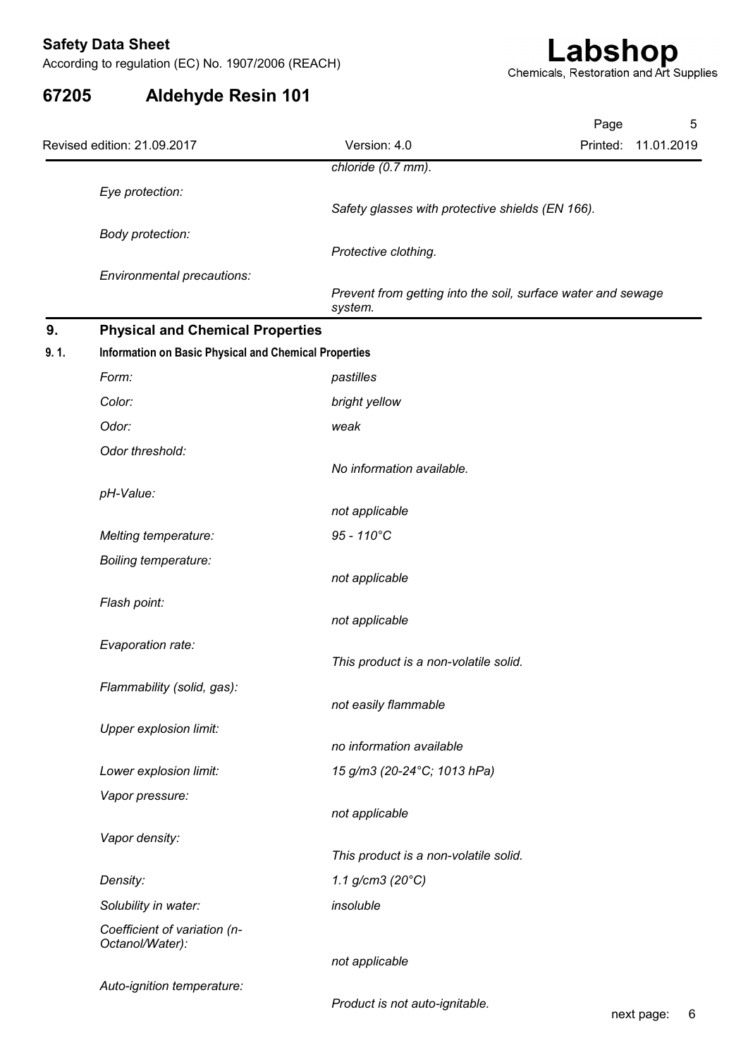chloride (0.7 mm).

*Eye protection:* *Safety glasses with protective shields (EN 166).*

*Body protection:* *Protective clothing.*

*Environmental precautions:* *Prevent from getting into the soil, surface water and sewage system.*

## 9. Physical and Chemical Properties

### 9. 1. Information on Basic Physical and Chemical Properties

| | |
|---|---|
| *Form:* | *pastilles* |
| *Color:* | *bright yellow* |
| *Odor:* | *weak* |
| *Odor threshold:* | *No information available.* |
| *pH-Value:* | *not applicable* |
| *Melting temperature:* | *95 - 110°C* |
| *Boiling temperature:* | *not applicable* |
| *Flash point:* | *not applicable* |
| *Evaporation rate:* | *This product is a non-volatile solid.* |
| *Flammability (solid, gas):* | *not easily flammable* |
| *Upper explosion limit:* | *no information available* |
| *Lower explosion limit:* | *15 g/m3 (20-24°C; 1013 hPa)* |
| *Vapor pressure:* | *not applicable* |
| *Vapor density:* | *This product is a non-volatile solid.* |
| *Density:* | *1.1 g/cm3 (20°C)* |
| *Solubility in water:* | *insoluble* |
| *Coefficient of variation (n-Octanol/Water):* | *not applicable* |
| *Auto-ignition temperature:* | *Product is not auto-ignitable.* |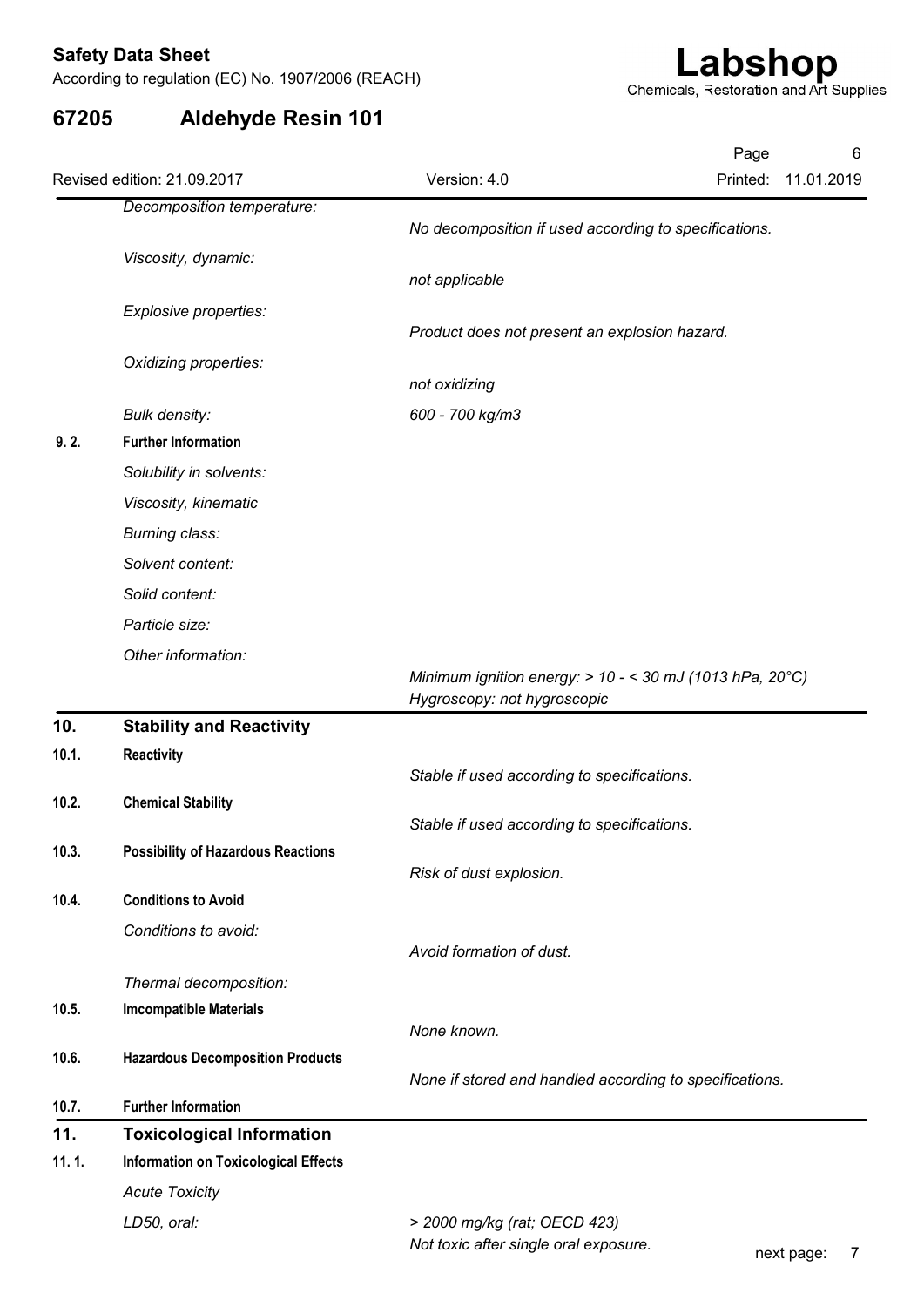*Decomposition temperature:*
*No decomposition if used according to specifications.*

*Viscosity, dynamic:*
*not applicable*

*Explosive properties:*
*Product does not present an explosion hazard.*

*Oxidizing properties:*
*not oxidizing*

*Bulk density:* *600 - 700 kg/m3*

**9. 2. Further Information**

*Solubility in solvents:*

*Viscosity, kinematic*

*Burning class:*

*Solvent content:*

*Solid content:*

*Particle size:*

*Other information:*
*Minimum ignition energy: > 10 - < 30 mJ (1013 hPa, 20°C)*
*Hygroscopy: not hygroscopic*

## 10. Stability and Reactivity

**10.1. Reactivity**

*Stable if used according to specifications.*

**10.2. Chemical Stability**

*Stable if used according to specifications.*

**10.3. Possibility of Hazardous Reactions**

*Risk of dust explosion.*

**10.4. Conditions to Avoid**

*Conditions to avoid:*
*Avoid formation of dust.*

*Thermal decomposition:*

**10.5. Imcompatible Materials**

*None known.*

**10.6. Hazardous Decomposition Products**

*None if stored and handled according to specifications.*

**10.7. Further Information**

## 11. Toxicological Information

**11. 1. Information on Toxicological Effects**

*Acute Toxicity*

*LD50, oral:* *> 2000 mg/kg (rat; OECD 423)*
*Not toxic after single oral exposure.*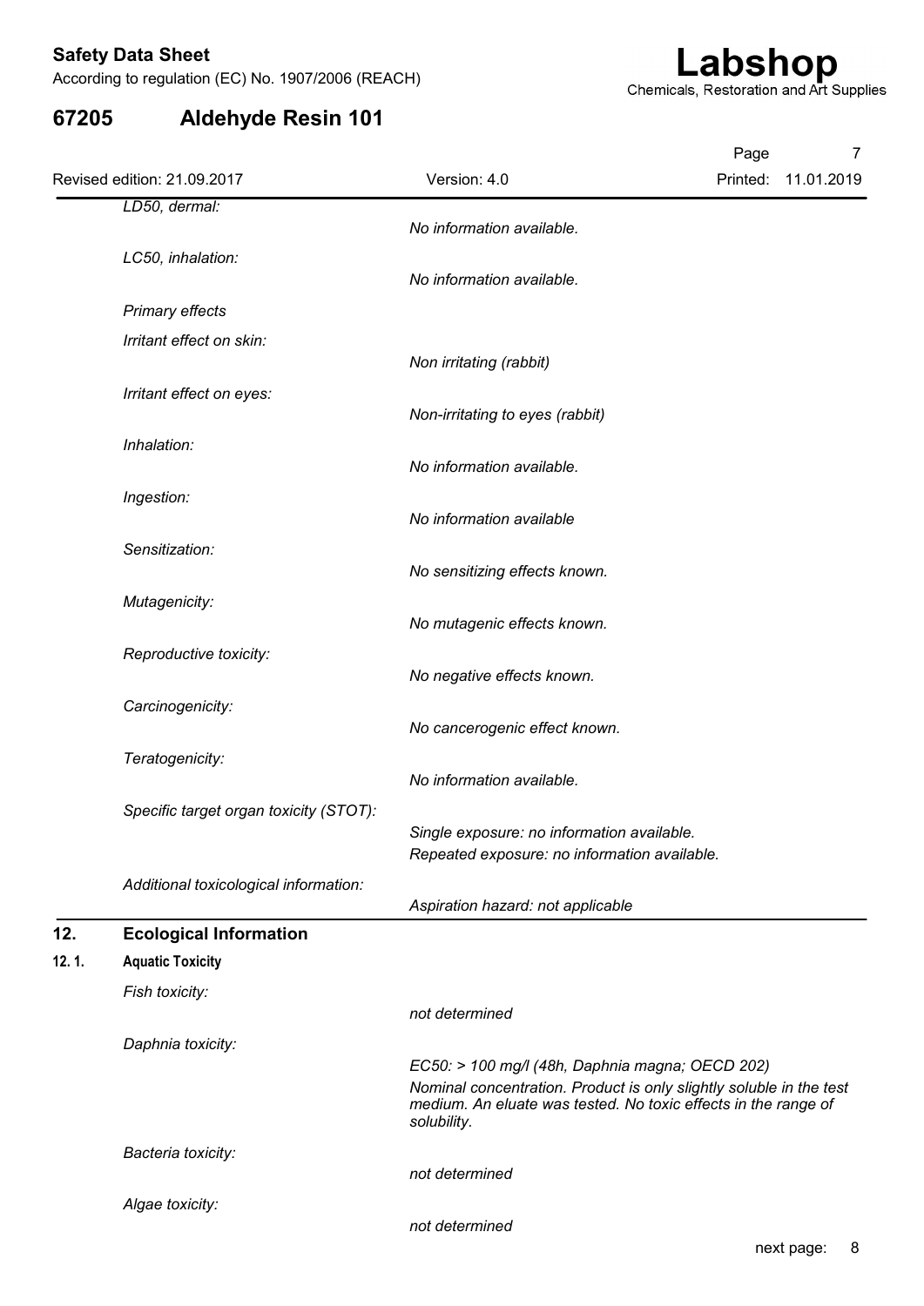*LD50, dermal:*
*No information available.*

*LC50, inhalation:*
*No information available.*

*Primary effects*

*Irritant effect on skin:*
*Non irritating (rabbit)*

*Irritant effect on eyes:*
*Non-irritating to eyes (rabbit)*

*Inhalation:*
*No information available.*

*Ingestion:*
*No information available*

*Sensitization:*
*No sensitizing effects known.*

*Mutagenicity:*
*No mutagenic effects known.*

*Reproductive toxicity:*
*No negative effects known.*

*Carcinogenicity:*
*No cancerogenic effect known.*

*Teratogenicity:*
*No information available.*

*Specific target organ toxicity (STOT):*
*Single exposure: no information available.*
*Repeated exposure: no information available.*

*Additional toxicological information:*
*Aspiration hazard: not applicable*

## 12. Ecological Information

### 12. 1. Aquatic Toxicity

*Fish toxicity:*
*not determined*

*Daphnia toxicity:*
*EC50: > 100 mg/l (48h, Daphnia magna; OECD 202)*
*Nominal concentration. Product is only slightly soluble in the test medium. An eluate was tested. No toxic effects in the range of solubility.*

*Bacteria toxicity:*
*not determined*

*Algae toxicity:*
*not determined*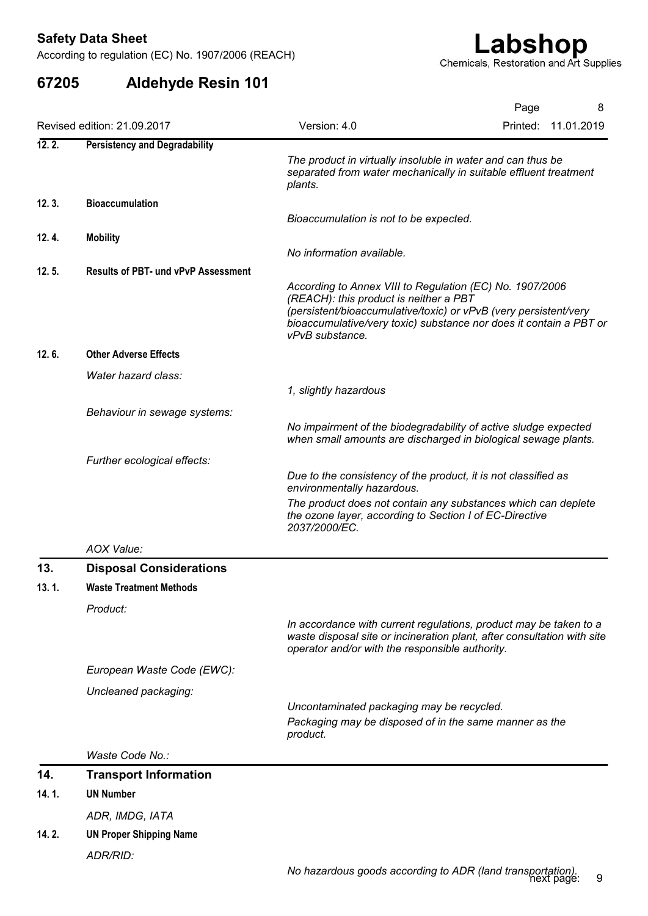### 12. 2. Persistency and Degradability

*The product in virtually insoluble in water and can thus be separated from water mechanically in suitable effluent treatment plants.*

### 12. 3. Bioaccumulation

*Bioaccumulation is not to be expected.*

### 12. 4. Mobility

*No information available.*

### 12. 5. Results of PBT- und vPvP Assessment

*According to Annex VIII to Regulation (EC) No. 1907/2006 (REACH): this product is neither a PBT (persistent/bioaccumulative/toxic) or vPvB (very persistent/very bioaccumulative/very toxic) substance nor does it contain a PBT or vPvB substance.*

### 12. 6. Other Adverse Effects

*Water hazard class:*

*1, slightly hazardous*

*Behaviour in sewage systems:*

*No impairment of the biodegradability of active sludge expected when small amounts are discharged in biological sewage plants.*

*Further ecological effects:*

*Due to the consistency of the product, it is not classified as environmentally hazardous.*

*The product does not contain any substances which can deplete the ozone layer, according to Section I of EC-Directive 2037/2000/EC.*

*AOX Value:*

## 13. Disposal Considerations

### 13. 1. Waste Treatment Methods

*Product:*

*In accordance with current regulations, product may be taken to a waste disposal site or incineration plant, after consultation with site operator and/or with the responsible authority.*

*European Waste Code (EWC):*

*Uncleaned packaging:*

*Uncontaminated packaging may be recycled.*

*Packaging may be disposed of in the same manner as the product.*

*Waste Code No.:*

## 14. Transport Information

### 14. 1. UN Number

*ADR, IMDG, IATA*

### 14. 2. UN Proper Shipping Name

*ADR/RID:*

*No hazardous goods according to ADR (land transportation).*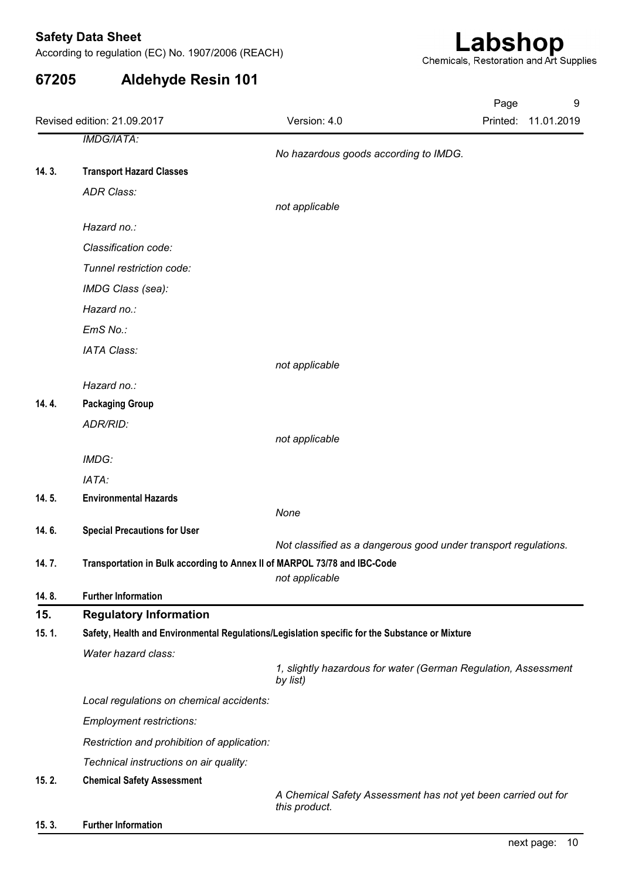*IMDG/IATA:*

*No hazardous goods according to IMDG.*

**14. 3. Transport Hazard Classes**

*ADR Class:*

*not applicable*

*Hazard no.:*

*Classification code:*

*Tunnel restriction code:*

*IMDG Class (sea):*

*Hazard no.:*

*EmS No.:*

*IATA Class:*

*not applicable*

*Hazard no.:*

**14. 4. Packaging Group**

*ADR/RID:*

*not applicable*

*IMDG:*

*IATA:*

**14. 5. Environmental Hazards**

*None*

**14. 6. Special Precautions for User**

*Not classified as a dangerous good under transport regulations.*

**14. 7. Transportation in Bulk according to Annex II of MARPOL 73/78 and IBC-Code**

*not applicable*

**14. 8. Further Information**

## 15. Regulatory Information

**15. 1. Safety, Health and Environmental Regulations/Legislation specific for the Substance or Mixture**

*Water hazard class:*

*1, slightly hazardous for water (German Regulation, Assessment by list)*

*Local regulations on chemical accidents:*

*Employment restrictions:*

*Restriction and prohibition of application:*

*Technical instructions on air quality:*

**15. 2. Chemical Safety Assessment**

*A Chemical Safety Assessment has not yet been carried out for this product.*

**15. 3. Further Information**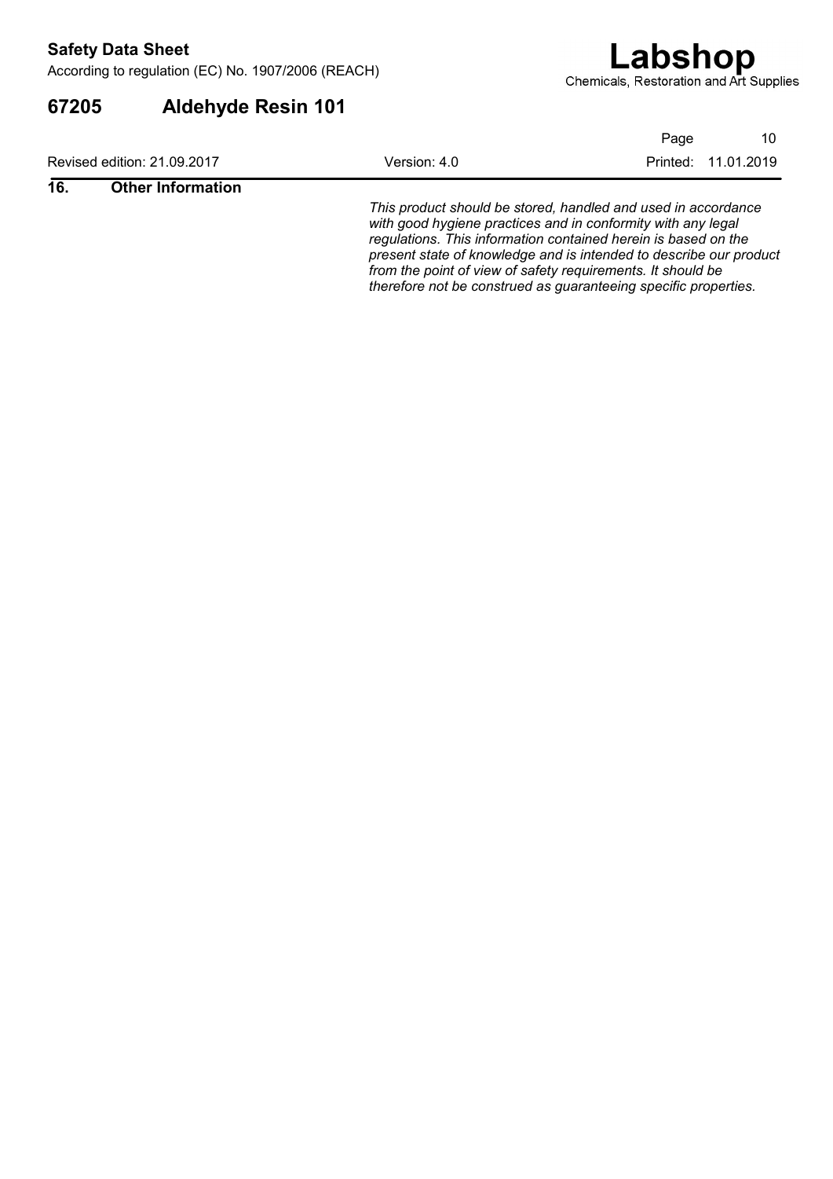## 16. Other Information

*This product should be stored, handled and used in accordance with good hygiene practices and in conformity with any legal regulations. This information contained herein is based on the present state of knowledge and is intended to describe our product from the point of view of safety requirements. It should be therefore not be construed as guaranteeing specific properties.*